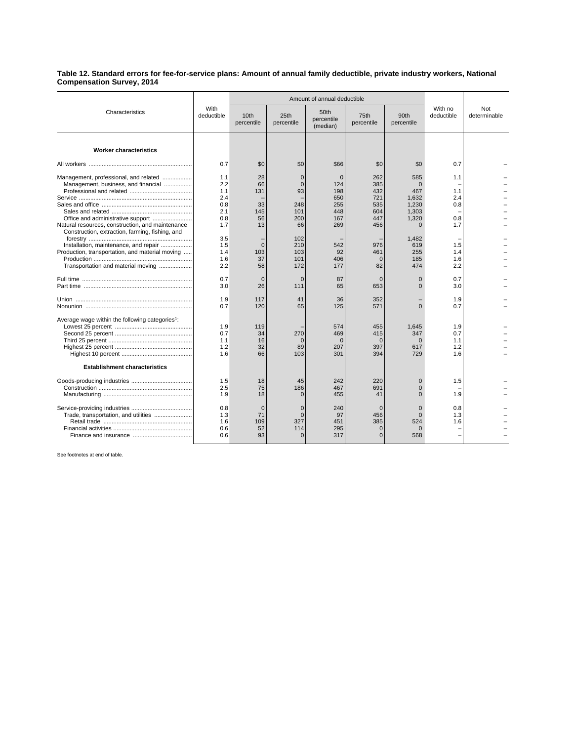**Table 12. Standard errors for fee-for-service plans: Amount of annual family deductible, private industry workers, National Compensation Survey, 2014**

| Characteristics | With deductible | Amount of annual deductible | | | | | With no deductible | Not determinable |
|---|---|---|---|---|---|---|---|---|
| | | 10th percentile | 25th percentile | 50th percentile (median) | 75th percentile | 90th percentile | | |
| **Worker characteristics** | | | | | | | | |
| All workers | 0.7 | $0 | $0 | $66 | $0 | $0 | 0.7 | – |
| Management, professional, and related | 1.1 | 28 | 0 | 0 | 262 | 585 | 1.1 | – |
| Management, business, and financial | 2.2 | 66 | 0 | 124 | 385 | 0 | – | – |
| Professional and related | 1.1 | 131 | 93 | 198 | 432 | 467 | 1.1 | – |
| Service | 2.4 | – | – | 650 | 721 | 1,632 | 2.4 | – |
| Sales and office | 0.8 | 33 | 248 | 255 | 535 | 1,230 | 0.8 | – |
| Sales and related | 2.1 | 145 | 101 | 448 | 604 | 1,303 | – | – |
| Office and administrative support | 0.8 | 56 | 200 | 167 | 447 | 1,320 | 0.8 | – |
| Natural resources, construction, and maintenance | 1.7 | 13 | 66 | 269 | 456 | 0 | 1.7 | – |
| Construction, extraction, farming, fishing, and forestry | 3.5 | – | 102 | – | – | 1,482 | – | – |
| Installation, maintenance, and repair | 1.5 | 0 | 210 | 542 | 976 | 619 | 1.5 | – |
| Production, transportation, and material moving | 1.4 | 103 | 103 | 92 | 461 | 255 | 1.4 | – |
| Production | 1.6 | 37 | 101 | 406 | 0 | 185 | 1.6 | – |
| Transportation and material moving | 2.2 | 58 | 172 | 177 | 82 | 474 | 2.2 | – |
| Full time | 0.7 | 0 | 0 | 87 | 0 | 0 | 0.7 | – |
| Part time | 3.0 | 26 | 111 | 65 | 653 | 0 | 3.0 | – |
| Union | 1.9 | 117 | 41 | 36 | 352 | – | 1.9 | – |
| Nonunion | 0.7 | 120 | 65 | 125 | 571 | 0 | 0.7 | – |
| Average wage within the following categories[1]: | | | | | | | | |
| Lowest 25 percent | 1.9 | 119 | – | 574 | 455 | 1,645 | 1.9 | – |
| Second 25 percent | 0.7 | 34 | 270 | 469 | 415 | 347 | 0.7 | – |
| Third 25 percent | 1.1 | 16 | 0 | 0 | 0 | 0 | 1.1 | – |
| Highest 25 percent | 1.2 | 32 | 89 | 207 | 397 | 617 | 1.2 | – |
| Highest 10 percent | 1.6 | 66 | 103 | 301 | 394 | 729 | 1.6 | – |
| **Establishment characteristics** | | | | | | | | |
| Goods-producing industries | 1.5 | 18 | 45 | 242 | 220 | 0 | 1.5 | – |
| Construction | 2.5 | 75 | 186 | 467 | 691 | 0 | – | – |
| Manufacturing | 1.9 | 18 | 0 | 455 | 41 | 0 | 1.9 | – |
| Service-providing industries | 0.8 | 0 | 0 | 240 | 0 | 0 | 0.8 | – |
| Trade, transportation, and utilities | 1.3 | 71 | 0 | 97 | 456 | 0 | 1.3 | – |
| Retail trade | 1.6 | 109 | 327 | 451 | 385 | 524 | 1.6 | – |
| Financial activities | 0.6 | 52 | 114 | 295 | 0 | 0 | – | – |
| Finance and insurance | 0.6 | 93 | 0 | 317 | 0 | 568 | – | – |

See footnotes at end of table.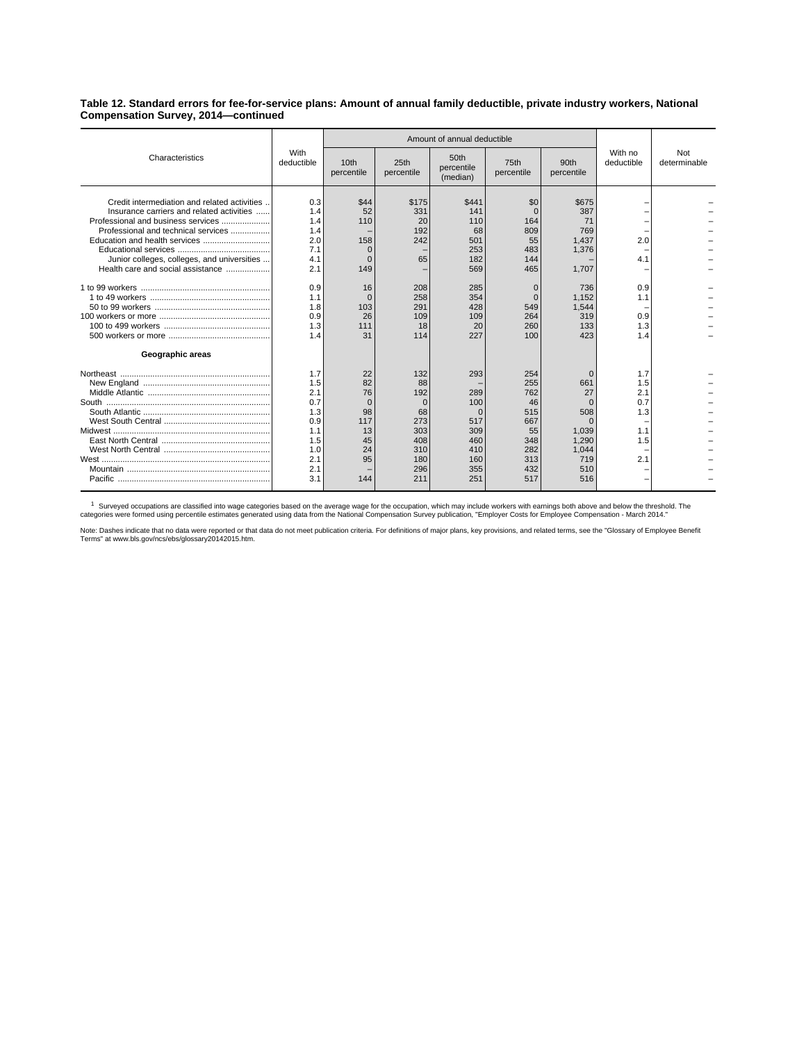**Table 12. Standard errors for fee-for-service plans: Amount of annual family deductible, private industry workers, National Compensation Survey, 2014—continued**

| Characteristics | With deductible | Amount of annual deductible | | | | | With no deductible | Not determinable |
|---|---|---|---|---|---|---|---|---|
| | | 10th percentile | 25th percentile | 50th percentile (median) | 75th percentile | 90th percentile | | |
| Credit intermediation and related activities | 0.3 | $44 | $175 | $441 | $0 | $675 | – | – |
| Insurance carriers and related activities | 1.4 | 52 | 331 | 141 | 0 | 387 | – | – |
| Professional and business services | 1.4 | 110 | 20 | 110 | 164 | 71 | – | – |
| Professional and technical services | 1.4 | – | 192 | 68 | 809 | 769 | – | – |
| Education and health services | 2.0 | 158 | 242 | 501 | 55 | 1,437 | 2.0 | – |
| Educational services | 7.1 | 0 | – | 253 | 483 | 1,376 | – | – |
| Junior colleges, colleges, and universities | 4.1 | 0 | 65 | 182 | 144 | – | 4.1 | – |
| Health care and social assistance | 2.1 | 149 | – | 569 | 465 | 1,707 | – | – |
| 1 to 99 workers | 0.9 | 16 | 208 | 285 | 0 | 736 | 0.9 | – |
| 1 to 49 workers | 1.1 | 0 | 258 | 354 | 0 | 1,152 | 1.1 | – |
| 50 to 99 workers | 1.8 | 103 | 291 | 428 | 549 | 1,544 | – | – |
| 100 workers or more | 0.9 | 26 | 109 | 109 | 264 | 319 | 0.9 | – |
| 100 to 499 workers | 1.3 | 111 | 18 | 20 | 260 | 133 | 1.3 | – |
| 500 workers or more | 1.4 | 31 | 114 | 227 | 100 | 423 | 1.4 | – |
| **Geographic areas** | | | | | | | | |
| Northeast | 1.7 | 22 | 132 | 293 | 254 | 0 | 1.7 | – |
| New England | 1.5 | 82 | 88 | – | 255 | 661 | 1.5 | – |
| Middle Atlantic | 2.1 | 76 | 192 | 289 | 762 | 27 | 2.1 | – |
| South | 0.7 | 0 | 0 | 100 | 46 | 0 | 0.7 | – |
| South Atlantic | 1.3 | 98 | 68 | 0 | 515 | 508 | 1.3 | – |
| West South Central | 0.9 | 117 | 273 | 517 | 667 | 0 | – | – |
| Midwest | 1.1 | 13 | 303 | 309 | 55 | 1,039 | 1.1 | – |
| East North Central | 1.5 | 45 | 408 | 460 | 348 | 1,290 | 1.5 | – |
| West North Central | 1.0 | 24 | 310 | 410 | 282 | 1,044 | – | – |
| West | 2.1 | 95 | 180 | 160 | 313 | 719 | 2.1 | – |
| Mountain | 2.1 | – | 296 | 355 | 432 | 510 | – | – |
| Pacific | 3.1 | 144 | 211 | 251 | 517 | 516 | – | – |

[1] Surveyed occupations are classified into wage categories based on the average wage for the occupation, which may include workers with earnings both above and below the threshold. The categories were formed using percentile estimates generated using data from the National Compensation Survey publication, "Employer Costs for Employee Compensation - March 2014."

Note: Dashes indicate that no data were reported or that data do not meet publication criteria. For definitions of major plans, key provisions, and related terms, see the "Glossary of Employee Benefit Terms" at www.bls.gov/ncs/ebs/glossary20142015.htm.